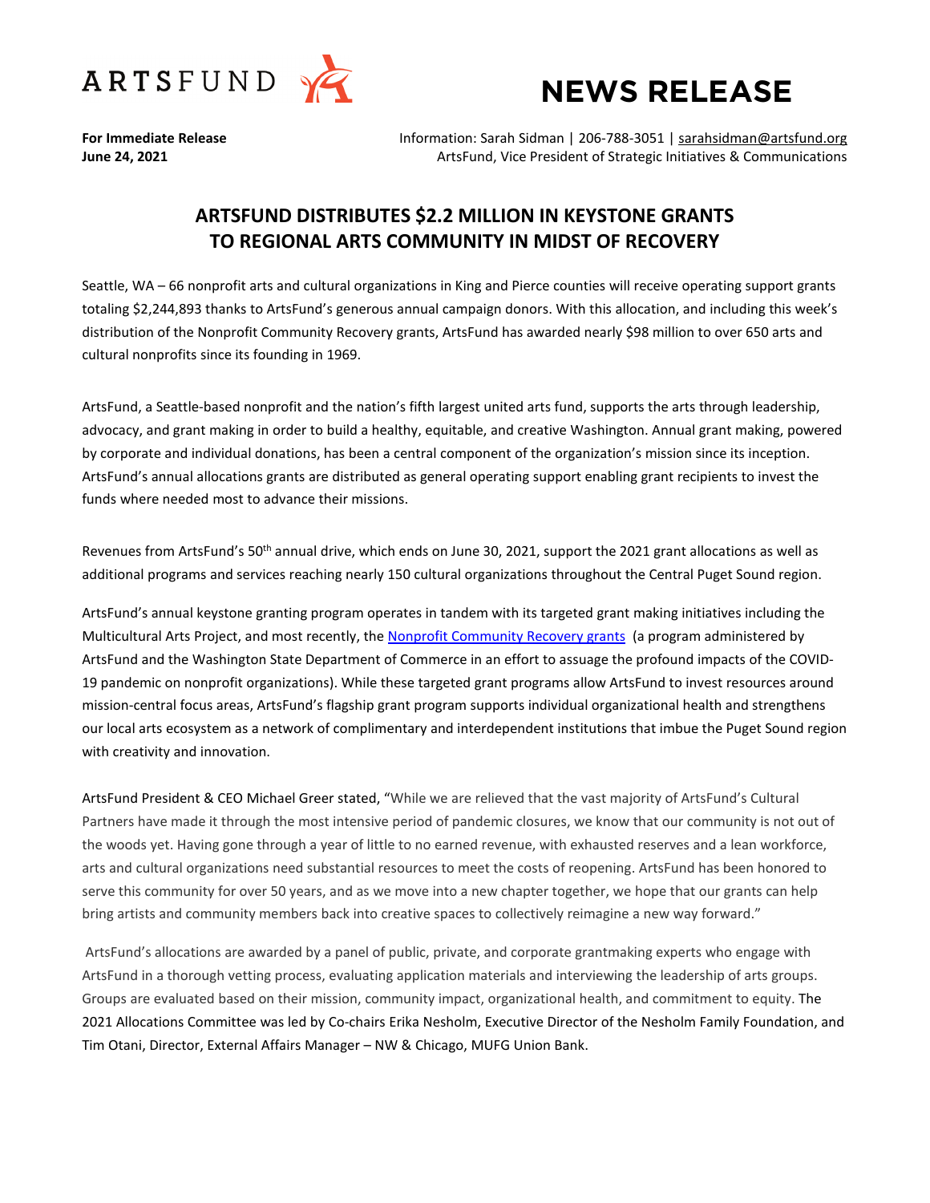ARTSFUND

# NEWS RELEASE

**For Immediate Release**
**June 24, 2021**

Information: Sarah Sidman | 206-788-3051 | sarahsidman@artsfund.org
ArtsFund, Vice President of Strategic Initiatives & Communications

## ARTSFUND DISTRIBUTES $2.2 MILLION IN KEYSTONE GRANTS TO REGIONAL ARTS COMMUNITY IN MIDST OF RECOVERY

Seattle, WA – 66 nonprofit arts and cultural organizations in King and Pierce counties will receive operating support grants totaling $2,244,893 thanks to ArtsFund's generous annual campaign donors. With this allocation, and including this week's distribution of the Nonprofit Community Recovery grants, ArtsFund has awarded nearly $98 million to over 650 arts and cultural nonprofits since its founding in 1969.

ArtsFund, a Seattle-based nonprofit and the nation's fifth largest united arts fund, supports the arts through leadership, advocacy, and grant making in order to build a healthy, equitable, and creative Washington. Annual grant making, powered by corporate and individual donations, has been a central component of the organization's mission since its inception. ArtsFund's annual allocations grants are distributed as general operating support enabling grant recipients to invest the funds where needed most to advance their missions.

Revenues from ArtsFund's 50th annual drive, which ends on June 30, 2021, support the 2021 grant allocations as well as additional programs and services reaching nearly 150 cultural organizations throughout the Central Puget Sound region.

ArtsFund's annual keystone granting program operates in tandem with its targeted grant making initiatives including the Multicultural Arts Project, and most recently, the Nonprofit Community Recovery grants (a program administered by ArtsFund and the Washington State Department of Commerce in an effort to assuage the profound impacts of the COVID-19 pandemic on nonprofit organizations). While these targeted grant programs allow ArtsFund to invest resources around mission-central focus areas, ArtsFund's flagship grant program supports individual organizational health and strengthens our local arts ecosystem as a network of complimentary and interdependent institutions that imbue the Puget Sound region with creativity and innovation.

ArtsFund President & CEO Michael Greer stated, "While we are relieved that the vast majority of ArtsFund's Cultural Partners have made it through the most intensive period of pandemic closures, we know that our community is not out of the woods yet. Having gone through a year of little to no earned revenue, with exhausted reserves and a lean workforce, arts and cultural organizations need substantial resources to meet the costs of reopening. ArtsFund has been honored to serve this community for over 50 years, and as we move into a new chapter together, we hope that our grants can help bring artists and community members back into creative spaces to collectively reimagine a new way forward."

ArtsFund's allocations are awarded by a panel of public, private, and corporate grantmaking experts who engage with ArtsFund in a thorough vetting process, evaluating application materials and interviewing the leadership of arts groups. Groups are evaluated based on their mission, community impact, organizational health, and commitment to equity. The 2021 Allocations Committee was led by Co-chairs Erika Nesholm, Executive Director of the Nesholm Family Foundation, and Tim Otani, Director, External Affairs Manager – NW & Chicago, MUFG Union Bank.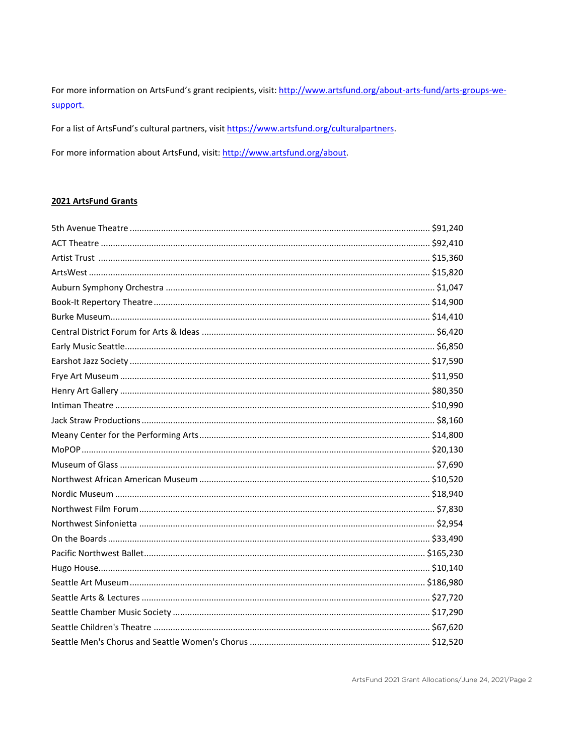For more information on ArtsFund's grant recipients, visit: http://www.artsfund.org/about-arts-fund/arts-groups-we-support.

For a list of ArtsFund's cultural partners, visit https://www.artsfund.org/culturalpartners.

For more information about ArtsFund, visit: http://www.artsfund.org/about.

## 2021 ArtsFund Grants

| Organization | Grant |
|---|---|
| 5th Avenue Theatre | $91,240 |
| ACT Theatre | $92,410 |
| Artist Trust | $15,360 |
| ArtsWest | $15,820 |
| Auburn Symphony Orchestra | $1,047 |
| Book-It Repertory Theatre | $14,900 |
| Burke Museum | $14,410 |
| Central District Forum for Arts & Ideas | $6,420 |
| Early Music Seattle | $6,850 |
| Earshot Jazz Society | $17,590 |
| Frye Art Museum | $11,950 |
| Henry Art Gallery | $80,350 |
| Intiman Theatre | $10,990 |
| Jack Straw Productions | $8,160 |
| Meany Center for the Performing Arts | $14,800 |
| MoPOP | $20,130 |
| Museum of Glass | $7,690 |
| Northwest African American Museum | $10,520 |
| Nordic Museum | $18,940 |
| Northwest Film Forum | $7,830 |
| Northwest Sinfonietta | $2,954 |
| On the Boards | $33,490 |
| Pacific Northwest Ballet | $165,230 |
| Hugo House | $10,140 |
| Seattle Art Museum | $186,980 |
| Seattle Arts & Lectures | $27,720 |
| Seattle Chamber Music Society | $17,290 |
| Seattle Children's Theatre | $67,620 |
| Seattle Men's Chorus and Seattle Women's Chorus | $12,520 |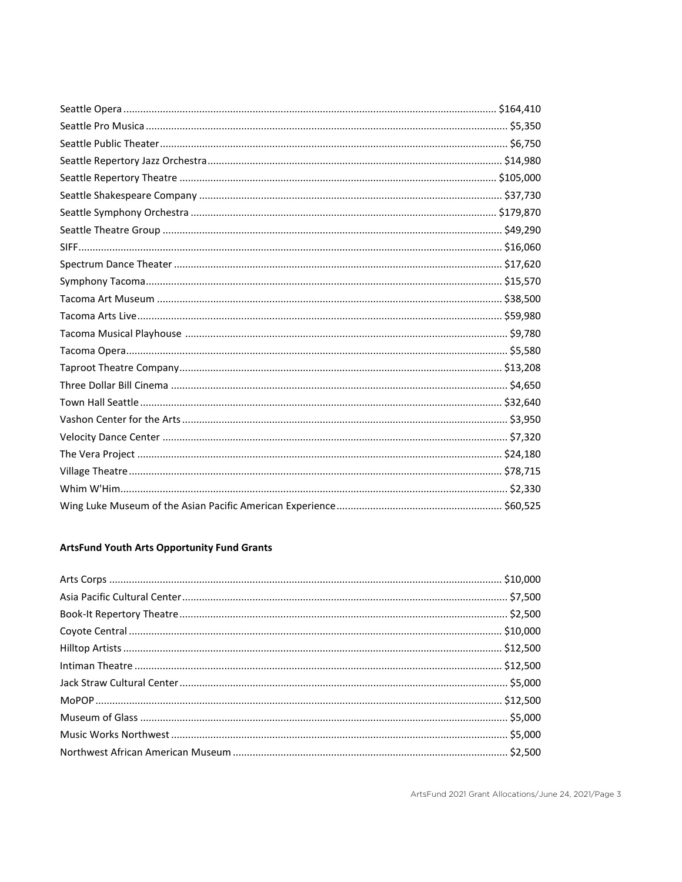Seattle Opera $164,410
Seattle Pro Musica $5,350
Seattle Public Theater $6,750
Seattle Repertory Jazz Orchestra $14,980
Seattle Repertory Theatre $105,000
Seattle Shakespeare Company $37,730
Seattle Symphony Orchestra $179,870
Seattle Theatre Group $49,290
SIFF $16,060
Spectrum Dance Theater $17,620
Symphony Tacoma $15,570
Tacoma Art Museum $38,500
Tacoma Arts Live $59,980
Tacoma Musical Playhouse $9,780
Tacoma Opera $5,580
Taproot Theatre Company $13,208
Three Dollar Bill Cinema $4,650
Town Hall Seattle $32,640
Vashon Center for the Arts $3,950
Velocity Dance Center $7,320
The Vera Project $24,180
Village Theatre $78,715
Whim W'Him $2,330
Wing Luke Museum of the Asian Pacific American Experience $60,525

**ArtsFund Youth Arts Opportunity Fund Grants**

Arts Corps $10,000
Asia Pacific Cultural Center $7,500
Book-It Repertory Theatre $2,500
Coyote Central $10,000
Hilltop Artists $12,500
Intiman Theatre $12,500
Jack Straw Cultural Center $5,000
MoPOP $12,500
Museum of Glass $5,000
Music Works Northwest $5,000
Northwest African American Museum $2,500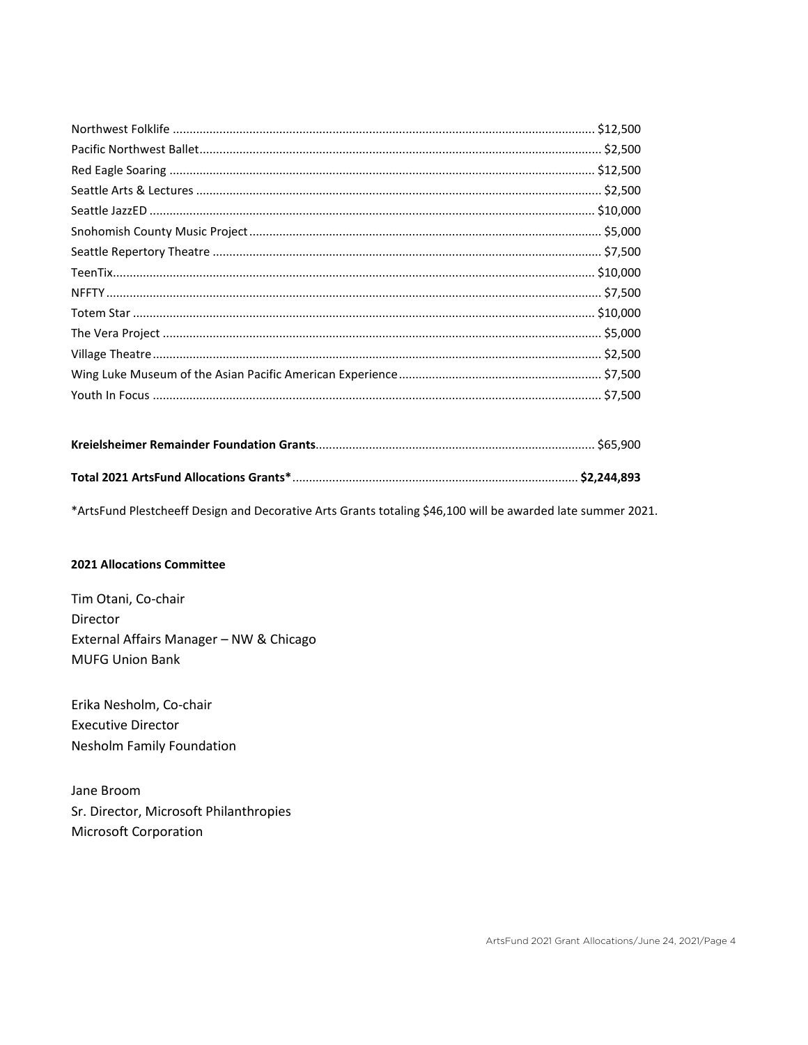Northwest Folklife .......... $12,500
Pacific Northwest Ballet .......... $2,500
Red Eagle Soaring .......... $12,500
Seattle Arts & Lectures .......... $2,500
Seattle JazzED .......... $10,000
Snohomish County Music Project .......... $5,000
Seattle Repertory Theatre .......... $7,500
TeenTix .......... $10,000
NFFTY .......... $7,500
Totem Star .......... $10,000
The Vera Project .......... $5,000
Village Theatre .......... $2,500
Wing Luke Museum of the Asian Pacific American Experience .......... $7,500
Youth In Focus .......... $7,500

**Kreielsheimer Remainder Foundation Grants** .......... $65,900

**Total 2021 ArtsFund Allocations Grants*** .......... **$2,244,893**

*ArtsFund Plestcheeff Design and Decorative Arts Grants totaling $46,100 will be awarded late summer 2021.

**2021 Allocations Committee**

Tim Otani, Co-chair
Director
External Affairs Manager – NW & Chicago
MUFG Union Bank

Erika Nesholm, Co-chair
Executive Director
Nesholm Family Foundation

Jane Broom
Sr. Director, Microsoft Philanthropies
Microsoft Corporation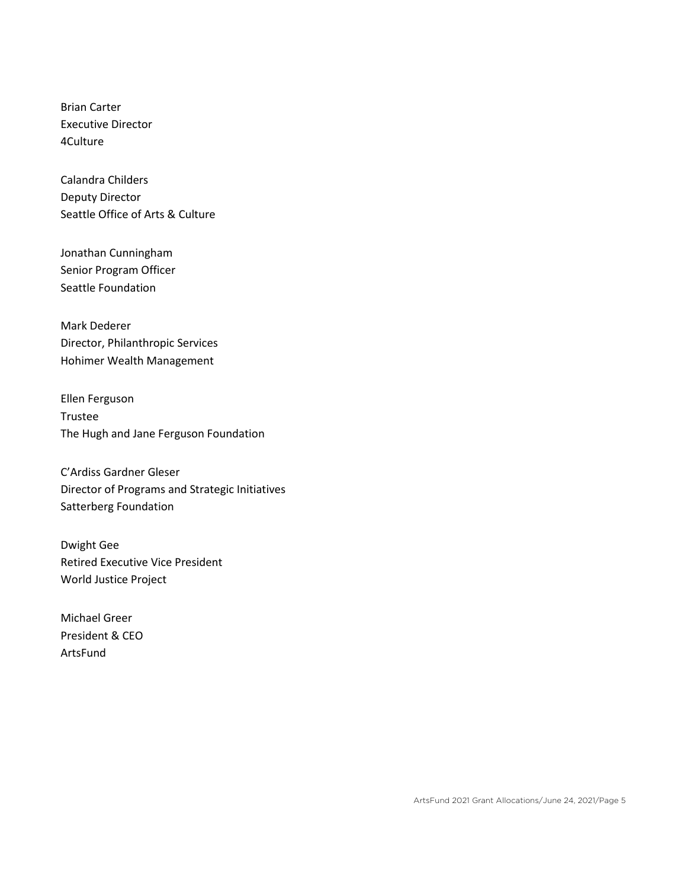Brian Carter
Executive Director
4Culture

Calandra Childers
Deputy Director
Seattle Office of Arts & Culture

Jonathan Cunningham
Senior Program Officer
Seattle Foundation

Mark Dederer
Director, Philanthropic Services
Hohimer Wealth Management

Ellen Ferguson
Trustee
The Hugh and Jane Ferguson Foundation

C'Ardiss Gardner Gleser
Director of Programs and Strategic Initiatives
Satterberg Foundation

Dwight Gee
Retired Executive Vice President
World Justice Project

Michael Greer
President & CEO
ArtsFund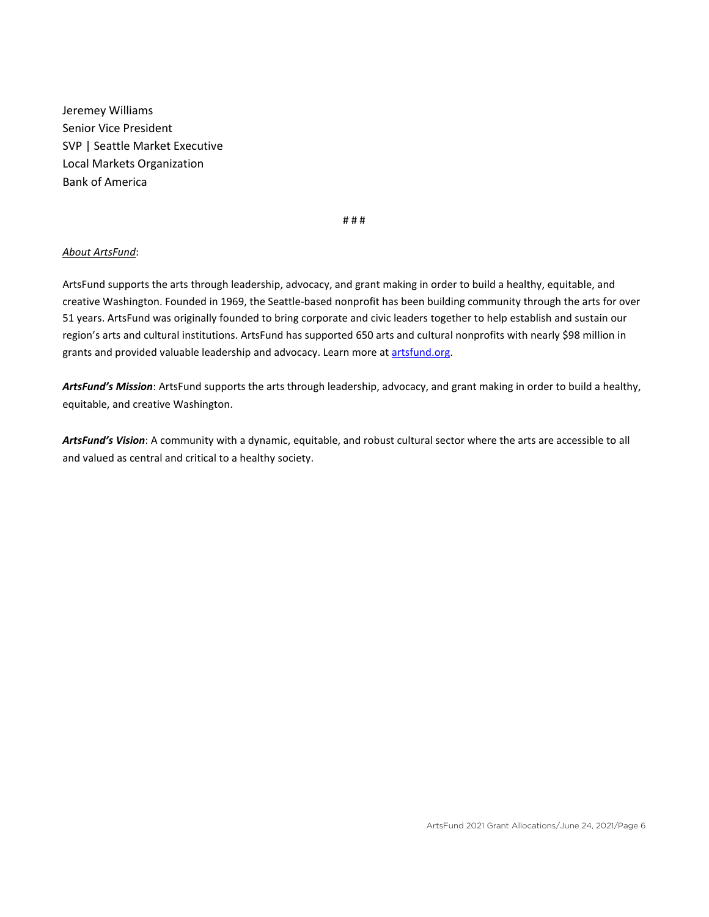Jeremey Williams
Senior Vice President
SVP | Seattle Market Executive
Local Markets Organization
Bank of America

# # #

*About ArtsFund*:

ArtsFund supports the arts through leadership, advocacy, and grant making in order to build a healthy, equitable, and creative Washington. Founded in 1969, the Seattle-based nonprofit has been building community through the arts for over 51 years. ArtsFund was originally founded to bring corporate and civic leaders together to help establish and sustain our region's arts and cultural institutions. ArtsFund has supported 650 arts and cultural nonprofits with nearly $98 million in grants and provided valuable leadership and advocacy. Learn more at [artsfund.org](artsfund.org).

***ArtsFund's Mission***: ArtsFund supports the arts through leadership, advocacy, and grant making in order to build a healthy, equitable, and creative Washington.

***ArtsFund's Vision***: A community with a dynamic, equitable, and robust cultural sector where the arts are accessible to all and valued as central and critical to a healthy society.